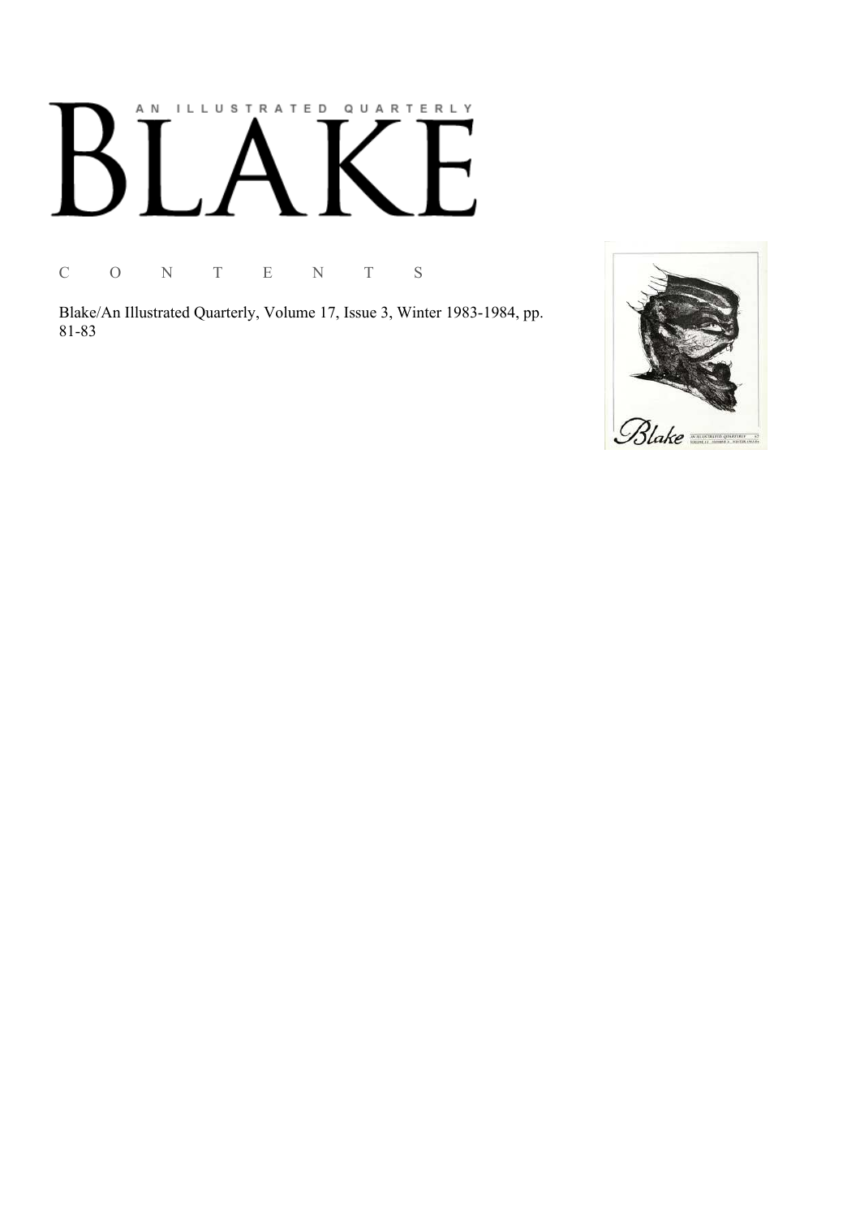# AN ILLUSTRATED QUARTERLY BLAKE

C O N T E N T S

Blake/An Illustrated Quarterly, Volume 17, Issue 3, Winter 1983-1984, pp. 81-83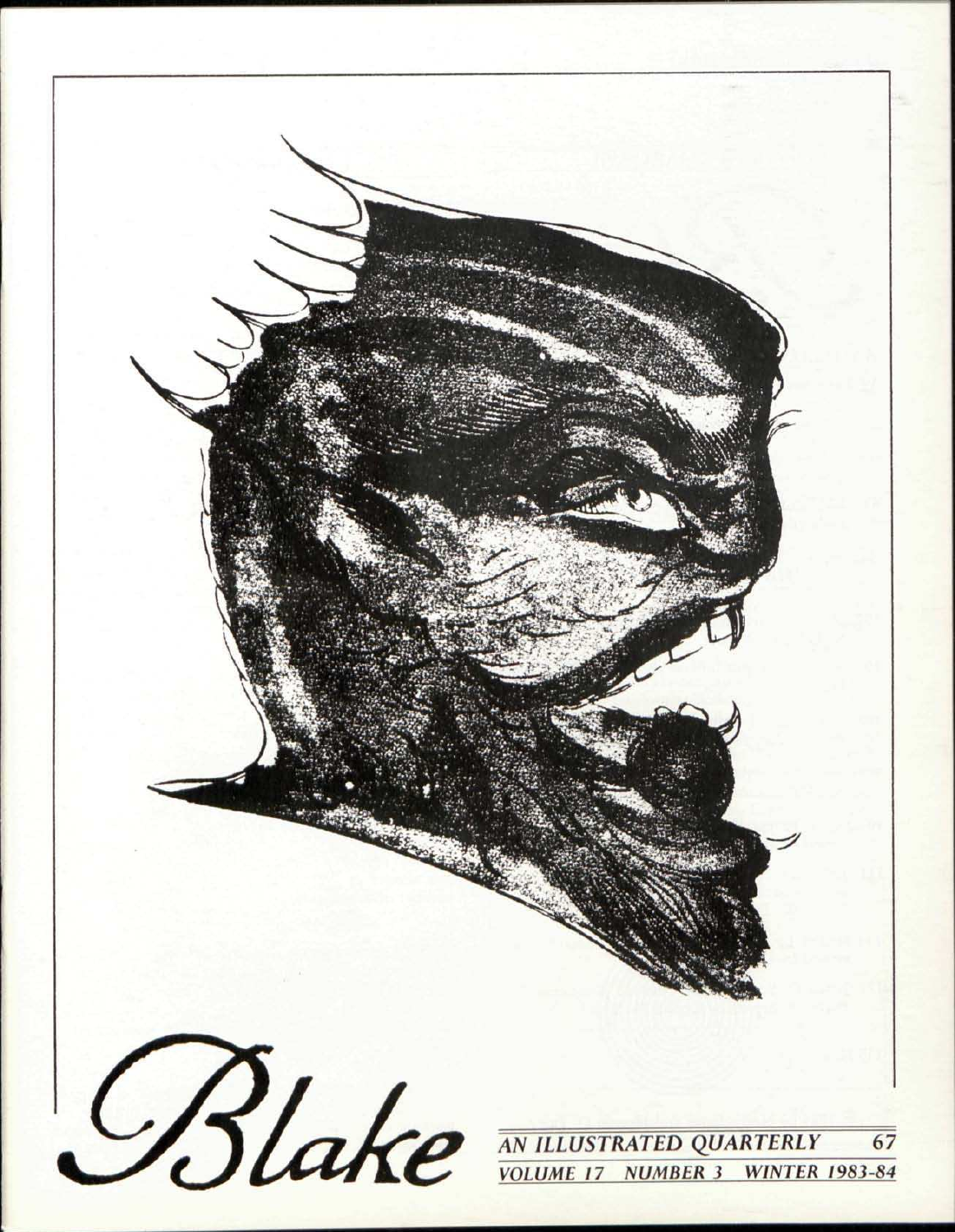# Blake

AN ILLUSTRATED QUARTERLY 67

VOLUME 17 NUMBER 3 WINTER 1983-84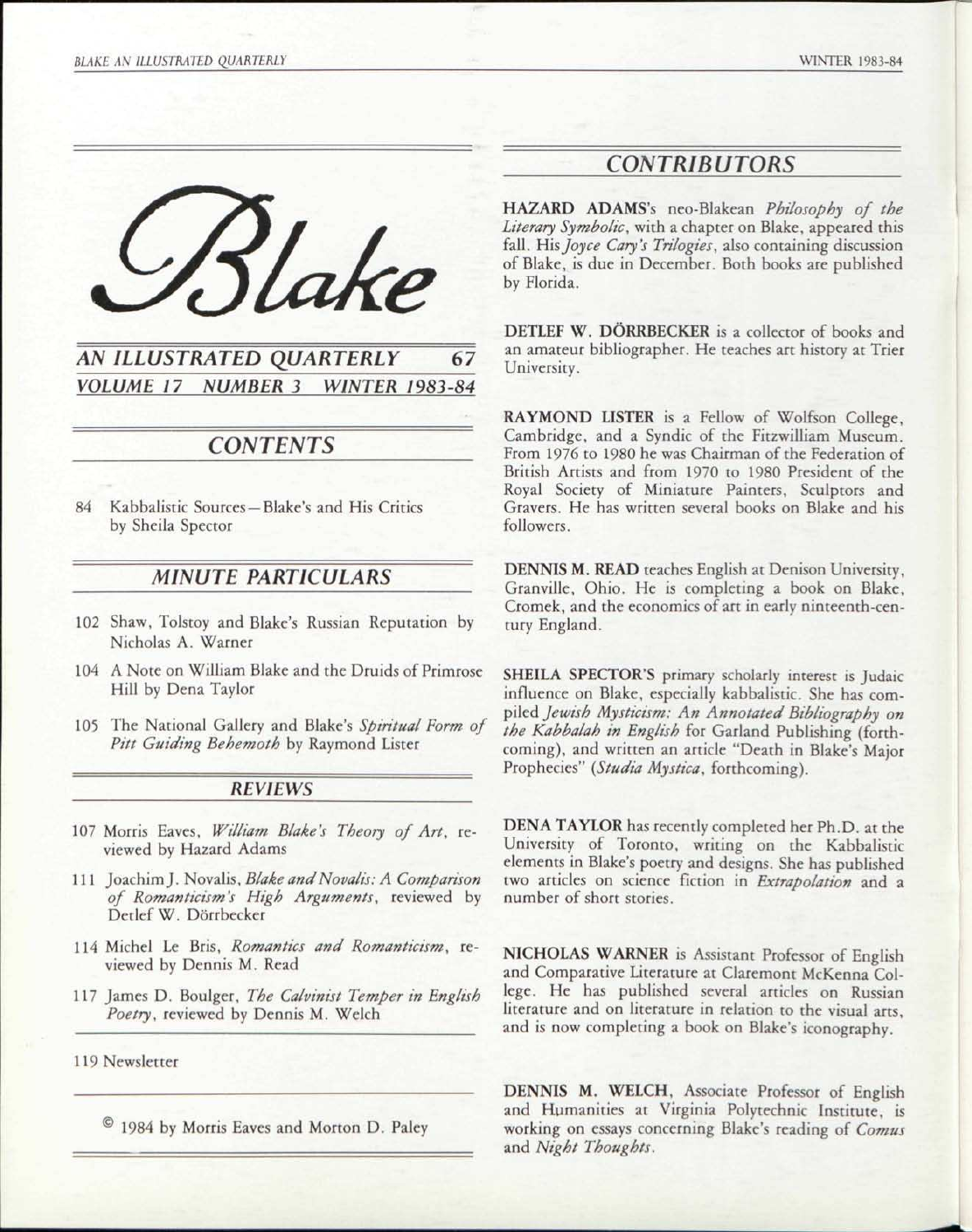# Blake

## AN ILLUSTRATED QUARTERLY 67

### VOLUME 17 NUMBER 3 WINTER 1983-84

## CONTENTS

84 Kabbalistic Sources—Blake's and His Critics by Sheila Spector

## MINUTE PARTICULARS

102 Shaw, Tolstoy and Blake's Russian Reputation by Nicholas A. Warner

104 A Note on William Blake and the Druids of Primrose Hill by Dena Taylor

105 The National Gallery and Blake's *Spiritual Form of Pitt Guiding Behemoth* by Raymond Lister

## REVIEWS

107 Morris Eaves, *William Blake's Theory of Art*, reviewed by Hazard Adams

111 Joachim J. Novalis, *Blake and Novalis: A Comparison of Romanticism's High Arguments*, reviewed by Detlef W. Dörrbecker

114 Michel Le Bris, *Romantics and Romanticism*, reviewed by Dennis M. Read

117 James D. Boulger, *The Calvinist Temper in English Poetry*, reviewed by Dennis M. Welch

119 Newsletter

© 1984 by Morris Eaves and Morton D. Paley

## CONTRIBUTORS

**HAZARD ADAMS**'s neo-Blakean *Philosophy of the Literary Symbolic*, with a chapter on Blake, appeared this fall. His *Joyce Cary's Trilogies*, also containing discussion of Blake, is due in December. Both books are published by Florida.

**DETLEF W. DÖRRBECKER** is a collector of books and an amateur bibliographer. He teaches art history at Trier University.

**RAYMOND LISTER** is a Fellow of Wolfson College, Cambridge, and a Syndic of the Fitzwilliam Museum. From 1976 to 1980 he was Chairman of the Federation of British Artists and from 1970 to 1980 President of the Royal Society of Miniature Painters, Sculptors and Gravers. He has written several books on Blake and his followers.

**DENNIS M. READ** teaches English at Denison University, Granville, Ohio. He is completing a book on Blake, Cromek, and the economics of art in early ninteenth-century England.

**SHEILA SPECTOR'S** primary scholarly interest is Judaic influence on Blake, especially kabbalistic. She has compiled *Jewish Mysticism: An Annotated Bibliography on the Kabbalah in English* for Garland Publishing (forthcoming), and written an article "Death in Blake's Major Prophecies" (*Studia Mystica*, forthcoming).

**DENA TAYLOR** has recently completed her Ph.D. at the University of Toronto, writing on the Kabbalistic elements in Blake's poetry and designs. She has published two articles on science fiction in *Extrapolation* and a number of short stories.

**NICHOLAS WARNER** is Assistant Professor of English and Comparative Literature at Claremont McKenna College. He has published several articles on Russian literature and on literature in relation to the visual arts, and is now completing a book on Blake's iconography.

**DENNIS M. WELCH**, Associate Professor of English and Humanities at Virginia Polytechnic Institute, is working on essays concerning Blake's reading of *Comus* and *Night Thoughts*.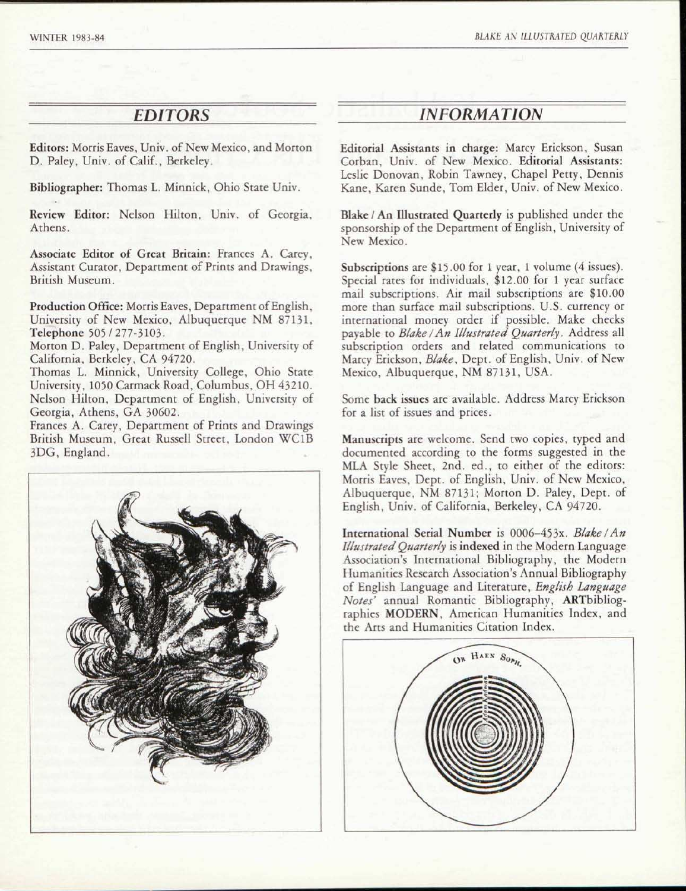## EDITORS

**Editors:** Morris Eaves, Univ. of New Mexico, and Morton D. Paley, Univ. of Calif., Berkeley.

**Bibliographer:** Thomas L. Minnick, Ohio State Univ.

**Review Editor:** Nelson Hilton, Univ. of Georgia, Athens.

**Associate Editor of Great Britain:** Frances A. Carey, Assistant Curator, Department of Prints and Drawings, British Museum.

**Production Office:** Morris Eaves, Department of English, University of New Mexico, Albuquerque NM 87131, Telephone 505 / 277-3103.

Morton D. Paley, Department of English, University of California, Berkeley, CA 94720.

Thomas L. Minnick, University College, Ohio State University, 1050 Carmack Road, Columbus, OH 43210.

Nelson Hilton, Department of English, University of Georgia, Athens, GA 30602.

Frances A. Carey, Department of Prints and Drawings British Museum, Great Russell Street, London WC1B 3DG, England.

## INFORMATION

**Editorial Assistants in charge:** Marcy Erickson, Susan Corban, Univ. of New Mexico. **Editorial Assistants:** Leslie Donovan, Robin Tawney, Chapel Petty, Dennis Kane, Karen Sunde, Tom Elder, Univ. of New Mexico.

**Blake / An Illustrated Quarterly** is published under the sponsorship of the Department of English, University of New Mexico.

**Subscriptions** are $15.00 for 1 year, 1 volume (4 issues). Special rates for individuals, $12.00 for 1 year surface mail subscriptions. Air mail subscriptions are $10.00 more than surface mail subscriptions. U.S. currency or international money order if possible. Make checks payable to *Blake / An Illustrated Quarterly*. Address all subscription orders and related communications to Marcy Erickson, *Blake*, Dept. of English, Univ. of New Mexico, Albuquerque, NM 87131, USA.

Some **back issues** are available. Address Marcy Erickson for a list of issues and prices.

**Manuscripts** are welcome. Send two copies, typed and documented according to the forms suggested in the MLA Style Sheet, 2nd. ed., to either of the editors: Morris Eaves, Dept. of English, Univ. of New Mexico, Albuquerque, NM 87131; Morton D. Paley, Dept. of English, Univ. of California, Berkeley, CA 94720.

**International Serial Number** is 0006-453x. *Blake / An Illustrated Quarterly* is **indexed** in the Modern Language Association's International Bibliography, the Modern Humanities Research Association's Annual Bibliography of English Language and Literature, *English Language Notes'* annual Romantic Bibliography, **ARTbibliographies MODERN**, American Humanities Index, and the Arts and Humanities Citation Index.